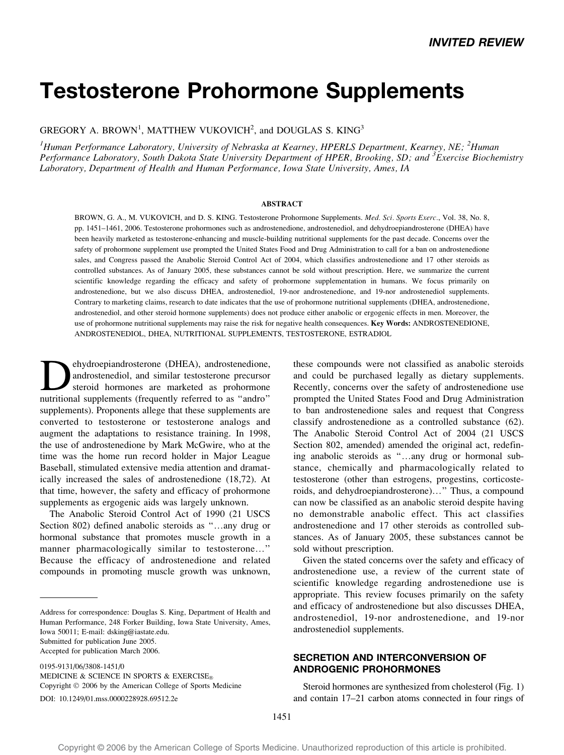INVITED REVIEW

# Testosterone Prohormone Supplements

GREGORY A. BROWN[1], MATTHEW VUKOVICH[2], and DOUGLAS S. KING[3]

[1]*Human Performance Laboratory, University of Nebraska at Kearney, HPERLS Department, Kearney, NE;* [2]*Human Performance Laboratory, South Dakota State University Department of HPER, Brooking, SD; and* [3]*Exercise Biochemistry Laboratory, Department of Health and Human Performance, Iowa State University, Ames, IA*

### ABSTRACT

BROWN, G. A., M. VUKOVICH, and D. S. KING. Testosterone Prohormone Supplements. *Med. Sci. Sports Exerc.*, Vol. 38, No. 8, pp. 1451–1461, 2006. Testosterone prohormones such as androstenedione, androstenediol, and dehydroepiandrosterone (DHEA) have been heavily marketed as testosterone-enhancing and muscle-building nutritional supplements for the past decade. Concerns over the safety of prohormone supplement use prompted the United States Food and Drug Administration to call for a ban on androstenedione sales, and Congress passed the Anabolic Steroid Control Act of 2004, which classifies androstenedione and 17 other steroids as controlled substances. As of January 2005, these substances cannot be sold without prescription. Here, we summarize the current scientific knowledge regarding the efficacy and safety of prohormone supplementation in humans. We focus primarily on androstenedione, but we also discuss DHEA, androstenediol, 19-nor androstenedione, and 19-nor androstenediol supplements. Contrary to marketing claims, research to date indicates that the use of prohormone nutritional supplements (DHEA, androstenedione, androstenediol, and other steroid hormone supplements) does not produce either anabolic or ergogenic effects in men. Moreover, the use of prohormone nutritional supplements may raise the risk for negative health consequences. **Key Words:** ANDROSTENEDIONE, ANDROSTENEDIOL, DHEA, NUTRITIONAL SUPPLEMENTS, TESTOSTERONE, ESTRADIOL

Dehydroepiandrosterone (DHEA), androstenedione, androstenediol, and similar testosterone precursor steroid hormones are marketed as prohormone nutritional supplements (frequently referred to as "andro" supplements). Proponents allege that these supplements are converted to testosterone or testosterone analogs and augment the adaptations to resistance training. In 1998, the use of androstenedione by Mark McGwire, who at the time was the home run record holder in Major League Baseball, stimulated extensive media attention and dramatically increased the sales of androstenedione (18,72). At that time, however, the safety and efficacy of prohormone supplements as ergogenic aids was largely unknown.

The Anabolic Steroid Control Act of 1990 (21 USCS Section 802) defined anabolic steroids as "…any drug or hormonal substance that promotes muscle growth in a manner pharmacologically similar to testosterone…" Because the efficacy of androstenedione and related compounds in promoting muscle growth was unknown, these compounds were not classified as anabolic steroids and could be purchased legally as dietary supplements. Recently, concerns over the safety of androstenedione use prompted the United States Food and Drug Administration to ban androstenedione sales and request that Congress classify androstenedione as a controlled substance (62). The Anabolic Steroid Control Act of 2004 (21 USCS Section 802, amended) amended the original act, redefining anabolic steroids as "…any drug or hormonal substance, chemically and pharmacologically related to testosterone (other than estrogens, progestins, corticosteroids, and dehydroepiandrosterone)…" Thus, a compound can now be classified as an anabolic steroid despite having no demonstrable anabolic effect. This act classifies androstenedione and 17 other steroids as controlled substances. As of January 2005, these substances cannot be sold without prescription.

Given the stated concerns over the safety and efficacy of androstenedione use, a review of the current state of scientific knowledge regarding androstenedione use is appropriate. This review focuses primarily on the safety and efficacy of androstenedione but also discusses DHEA, androstenediol, 19-nor androstenedione, and 19-nor androstenediol supplements.

## SECRETION AND INTERCONVERSION OF ANDROGENIC PROHORMONES

Steroid hormones are synthesized from cholesterol (Fig. 1) and contain 17–21 carbon atoms connected in four rings of

---

Address for correspondence: Douglas S. King, Department of Health and Human Performance, 248 Forker Building, Iowa State University, Ames, Iowa 50011; E-mail: dsking@iastate.edu.
Submitted for publication June 2005.
Accepted for publication March 2006.

0195-9131/06/3808-1451/0
MEDICINE & SCIENCE IN SPORTS & EXERCISE®
Copyright © 2006 by the American College of Sports Medicine
DOI: 10.1249/01.mss.0000228928.69512.2e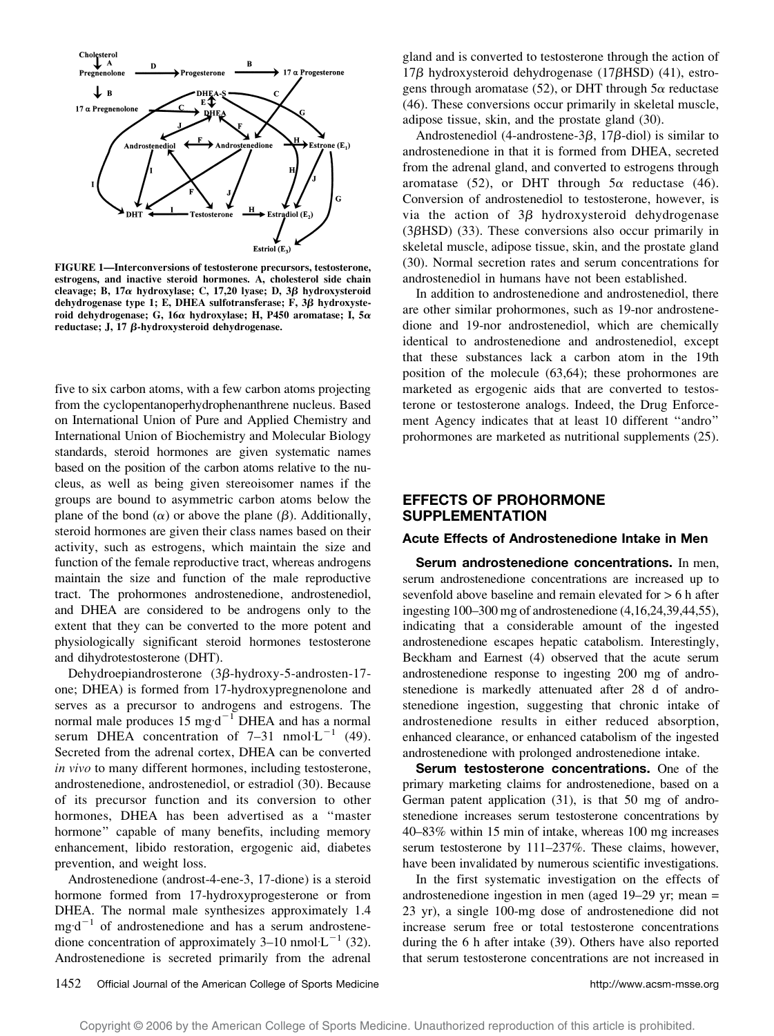FIGURE 1—Interconversions of testosterone precursors, testosterone, estrogens, and inactive steroid hormones. A, cholesterol side chain cleavage; B, 17α hydroxylase; C, 17,20 lyase; D, 3β hydroxysteroid dehydrogenase type 1; E, DHEA sulfotransferase; F, 3β hydroxysteroid dehydrogenase; G, 16α hydroxylase; H, P450 aromatase; I, 5α reductase; J, 17 β-hydroxysteroid dehydrogenase.

five to six carbon atoms, with a few carbon atoms projecting from the cyclopentanoperhydrophenanthrene nucleus. Based on International Union of Pure and Applied Chemistry and International Union of Biochemistry and Molecular Biology standards, steroid hormones are given systematic names based on the position of the carbon atoms relative to the nucleus, as well as being given stereoisomer names if the groups are bound to asymmetric carbon atoms below the plane of the bond (α) or above the plane (β). Additionally, steroid hormones are given their class names based on their activity, such as estrogens, which maintain the size and function of the female reproductive tract, whereas androgens maintain the size and function of the male reproductive tract. The prohormones androstenedione, androstenediol, and DHEA are considered to be androgens only to the extent that they can be converted to the more potent and physiologically significant steroid hormones testosterone and dihydrotestosterone (DHT).

Dehydroepiandrosterone (3β-hydroxy-5-androsten-17-one; DHEA) is formed from 17-hydroxypregnenolone and serves as a precursor to androgens and estrogens. The normal male produces 15 $mg \cdot d^{-1}$ DHEA and has a normal serum DHEA concentration of 7–31 $nmol \cdot L^{-1}$ (49). Secreted from the adrenal cortex, DHEA can be converted *in vivo* to many different hormones, including testosterone, androstenedione, androstenediol, or estradiol (30). Because of its precursor function and its conversion to other hormones, DHEA has been advertised as a "master hormone" capable of many benefits, including memory enhancement, libido restoration, ergogenic aid, diabetes prevention, and weight loss.

Androstenedione (androst-4-ene-3, 17-dione) is a steroid hormone formed from 17-hydroxyprogesterone or from DHEA. The normal male synthesizes approximately 1.4 $mg \cdot d^{-1}$ of androstenedione and has a serum androstenedione concentration of approximately 3–10 $nmol \cdot L^{-1}$ (32). Androstenedione is secreted primarily from the adrenal gland and is converted to testosterone through the action of 17β hydroxysteroid dehydrogenase (17βHSD) (41), estrogens through aromatase (52), or DHT through 5α reductase (46). These conversions occur primarily in skeletal muscle, adipose tissue, skin, and the prostate gland (30).

Androstenediol (4-androstene-3β, 17β-diol) is similar to androstenedione in that it is formed from DHEA, secreted from the adrenal gland, and converted to estrogens through aromatase (52), or DHT through 5α reductase (46). Conversion of androstenediol to testosterone, however, is via the action of 3β hydroxysteroid dehydrogenase (3βHSD) (33). These conversions also occur primarily in skeletal muscle, adipose tissue, skin, and the prostate gland (30). Normal secretion rates and serum concentrations for androstenediol in humans have not been established.

In addition to androstenedione and androstenediol, there are other similar prohormones, such as 19-nor androstenedione and 19-nor androstenediol, which are chemically identical to androstenedione and androstenediol, except that these substances lack a carbon atom in the 19th position of the molecule (63,64); these prohormones are marketed as ergogenic aids that are converted to testosterone or testosterone analogs. Indeed, the Drug Enforcement Agency indicates that at least 10 different "andro" prohormones are marketed as nutritional supplements (25).

## EFFECTS OF PROHORMONE SUPPLEMENTATION

### Acute Effects of Androstenedione Intake in Men

**Serum androstenedione concentrations.** In men, serum androstenedione concentrations are increased up to sevenfold above baseline and remain elevated for > 6 h after ingesting 100–300 mg of androstenedione (4,16,24,39,44,55), indicating that a considerable amount of the ingested androstenedione escapes hepatic catabolism. Interestingly, Beckham and Earnest (4) observed that the acute serum androstenedione response to ingesting 200 mg of androstenedione is markedly attenuated after 28 d of androstenedione ingestion, suggesting that chronic intake of androstenedione results in either reduced absorption, enhanced clearance, or enhanced catabolism of the ingested androstenedione with prolonged androstenedione intake.

**Serum testosterone concentrations.** One of the primary marketing claims for androstenedione, based on a German patent application (31), is that 50 mg of androstenedione increases serum testosterone concentrations by 40–83% within 15 min of intake, whereas 100 mg increases serum testosterone by 111–237%. These claims, however, have been invalidated by numerous scientific investigations.

In the first systematic investigation on the effects of androstenedione ingestion in men (aged 19–29 yr; mean = 23 yr), a single 100-mg dose of androstenedione did not increase serum free or total testosterone concentrations during the 6 h after intake (39). Others have also reported that serum testosterone concentrations are not increased in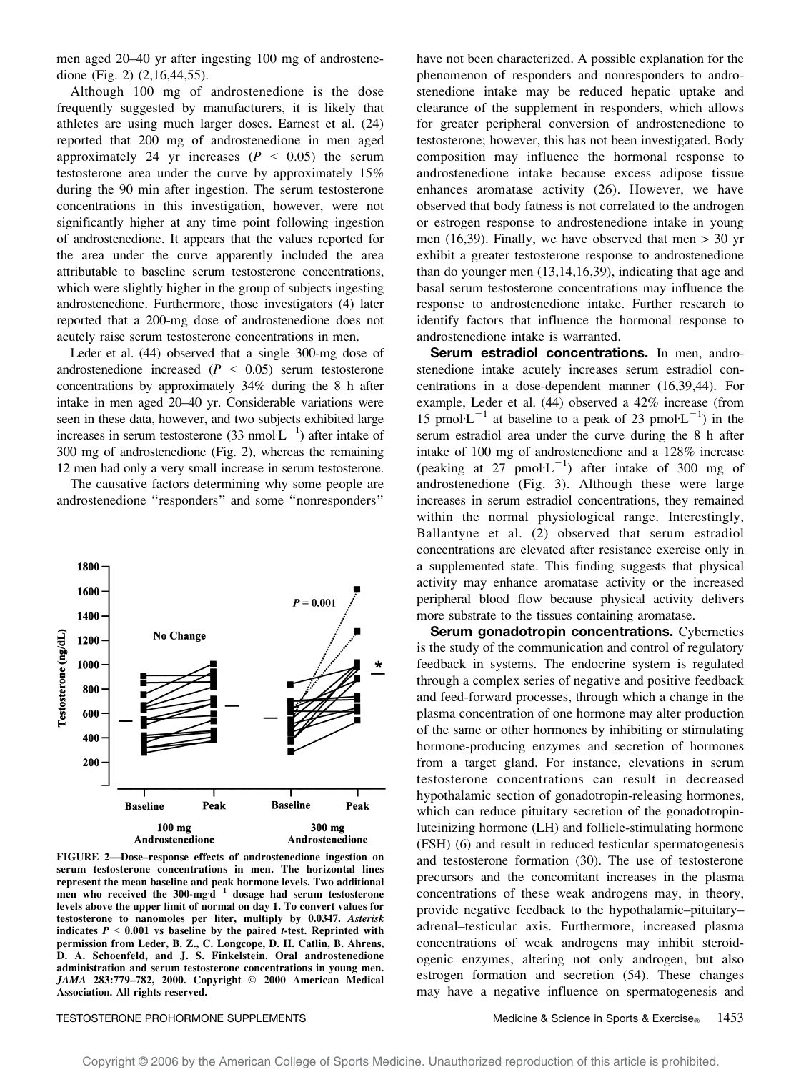men aged 20–40 yr after ingesting 100 mg of androstenedione (Fig. 2) (2,16,44,55).

Although 100 mg of androstenedione is the dose frequently suggested by manufacturers, it is likely that athletes are using much larger doses. Earnest et al. (24) reported that 200 mg of androstenedione in men aged approximately 24 yr increases ($P < 0.05$) the serum testosterone area under the curve by approximately 15% during the 90 min after ingestion. The serum testosterone concentrations in this investigation, however, were not significantly higher at any time point following ingestion of androstenedione. It appears that the values reported for the area under the curve apparently included the area attributable to baseline serum testosterone concentrations, which were slightly higher in the group of subjects ingesting androstenedione. Furthermore, those investigators (4) later reported that a 200-mg dose of androstenedione does not acutely raise serum testosterone concentrations in men.

Leder et al. (44) observed that a single 300-mg dose of androstenedione increased ($P < 0.05$) serum testosterone concentrations by approximately 34% during the 8 h after intake in men aged 20–40 yr. Considerable variations were seen in these data, however, and two subjects exhibited large increases in serum testosterone (33 $\text{nmol}\cdot\text{L}^{-1}$) after intake of 300 mg of androstenedione (Fig. 2), whereas the remaining 12 men had only a very small increase in serum testosterone.

The causative factors determining why some people are androstenedione "responders" and some "nonresponders" have not been characterized. A possible explanation for the phenomenon of responders and nonresponders to androstenedione intake may be reduced hepatic uptake and clearance of the supplement in responders, which allows for greater peripheral conversion of androstenedione to testosterone; however, this has not been investigated. Body composition may influence the hormonal response to androstenedione intake because excess adipose tissue enhances aromatase activity (26). However, we have observed that body fatness is not correlated to the androgen or estrogen response to androstenedione intake in young men (16,39). Finally, we have observed that men > 30 yr exhibit a greater testosterone response to androstenedione than do younger men (13,14,16,39), indicating that age and basal serum testosterone concentrations may influence the response to androstenedione intake. Further research to identify factors that influence the hormonal response to androstenedione intake is warranted.

**Serum estradiol concentrations.** In men, androstenedione intake acutely increases serum estradiol concentrations in a dose-dependent manner (16,39,44). For example, Leder et al. (44) observed a 42% increase (from 15 $\text{pmol}\cdot\text{L}^{-1}$ at baseline to a peak of 23 $\text{pmol}\cdot\text{L}^{-1}$) in the serum estradiol area under the curve during the 8 h after intake of 100 mg of androstenedione and a 128% increase (peaking at 27 $\text{pmol}\cdot\text{L}^{-1}$) after intake of 300 mg of androstenedione (Fig. 3). Although these were large increases in serum estradiol concentrations, they remained within the normal physiological range. Interestingly, Ballantyne et al. (2) observed that serum estradiol concentrations are elevated after resistance exercise only in a supplemented state. This finding suggests that physical activity may enhance aromatase activity or the increased peripheral blood flow because physical activity delivers more substrate to the tissues containing aromatase.

**Serum gonadotropin concentrations.** Cybernetics is the study of the communication and control of regulatory feedback in systems. The endocrine system is regulated through a complex series of negative and positive feedback and feed-forward processes, through which a change in the plasma concentration of one hormone may alter production of the same or other hormones by inhibiting or stimulating hormone-producing enzymes and secretion of hormones from a target gland. For instance, elevations in serum testosterone concentrations can result in decreased hypothalamic section of gonadotropin-releasing hormones, which can reduce pituitary secretion of the gonadotropin-luteinizing hormone (LH) and follicle-stimulating hormone (FSH) (6) and result in reduced testicular spermatogenesis and testosterone formation (30). The use of testosterone precursors and the concomitant increases in the plasma concentrations of these weak androgens may, in theory, provide negative feedback to the hypothalamic–pituitary–adrenal–testicular axis. Furthermore, increased plasma concentrations of weak androgens may inhibit steroidogenic enzymes, altering not only androgen, but also estrogen formation and secretion (54). These changes may have a negative influence on spermatogenesis and

**FIGURE 2—Dose–response effects of androstenedione ingestion on serum testosterone concentrations in men. The horizontal lines represent the mean baseline and peak hormone levels. Two additional men who received the 300-$\text{mg}\cdot\text{d}^{-1}$ dosage had serum testosterone levels above the upper limit of normal on day 1. To convert values for testosterone to nanomoles per liter, multiply by 0.0347. *Asterisk* indicates $P < 0.001$ vs baseline by the paired *t*-test. Reprinted with permission from Leder, B. Z., C. Longcope, D. H. Catlin, B. Ahrens, D. A. Schoenfeld, and J. S. Finkelstein. Oral androstenedione administration and serum testosterone concentrations in young men. *JAMA* 283:779–782, 2000. Copyright © 2000 American Medical Association. All rights reserved.**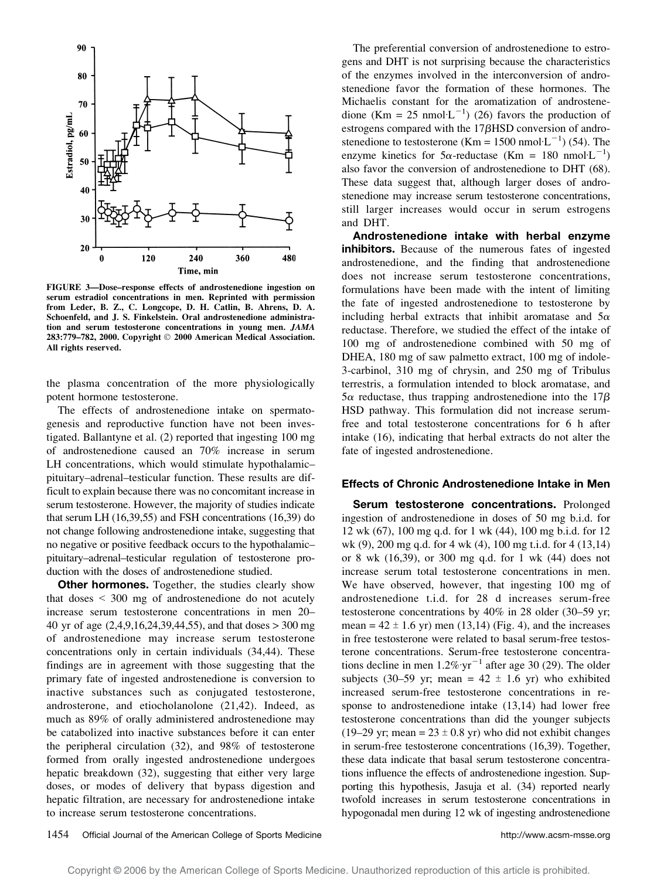FIGURE 3—Dose–response effects of androstenedione ingestion on serum estradiol concentrations in men. Reprinted with permission from Leder, B. Z., C. Longcope, D. H. Catlin, B. Ahrens, D. A. Schoenfeld, and J. S. Finkelstein. Oral androstenedione administration and serum testosterone concentrations in young men. *JAMA* 283:779–782, 2000. Copyright © 2000 American Medical Association. All rights reserved.

the plasma concentration of the more physiologically potent hormone testosterone.

The effects of androstenedione intake on spermatogenesis and reproductive function have not been investigated. Ballantyne et al. (2) reported that ingesting 100 mg of androstenedione caused an 70% increase in serum LH concentrations, which would stimulate hypothalamic–pituitary–adrenal–testicular function. These results are difficult to explain because there was no concomitant increase in serum testosterone. However, the majority of studies indicate that serum LH (16,39,55) and FSH concentrations (16,39) do not change following androstenedione intake, suggesting that no negative or positive feedback occurs to the hypothalamic–pituitary–adrenal–testicular regulation of testosterone production with the doses of androstenedione studied.

**Other hormones.** Together, the studies clearly show that doses < 300 mg of androstenedione do not acutely increase serum testosterone concentrations in men 20–40 yr of age (2,4,9,16,24,39,44,55), and that doses > 300 mg of androstenedione may increase serum testosterone concentrations only in certain individuals (34,44). These findings are in agreement with those suggesting that the primary fate of ingested androstenedione is conversion to inactive substances such as conjugated testosterone, androsterone, and etiocholanolone (21,42). Indeed, as much as 89% of orally administered androstenedione may be catabolized into inactive substances before it can enter the peripheral circulation (32), and 98% of testosterone formed from orally ingested androstenedione undergoes hepatic breakdown (32), suggesting that either very large doses, or modes of delivery that bypass digestion and hepatic filtration, are necessary for androstenedione intake to increase serum testosterone concentrations.

The preferential conversion of androstenedione to estrogens and DHT is not surprising because the characteristics of the enzymes involved in the interconversion of androstenedione favor the formation of these hormones. The Michaelis constant for the aromatization of androstenedione (Km = 25 nmol·L$^{-1}$) (26) favors the production of estrogens compared with the 17βHSD conversion of androstenedione to testosterone (Km = 1500 nmol·L$^{-1}$) (54). The enzyme kinetics for 5α-reductase (Km = 180 nmol·L$^{-1}$) also favor the conversion of androstenedione to DHT (68). These data suggest that, although larger doses of androstenedione may increase serum testosterone concentrations, still larger increases would occur in serum estrogens and DHT.

**Androstenedione intake with herbal enzyme inhibitors.** Because of the numerous fates of ingested androstenedione, and the finding that androstenedione does not increase serum testosterone concentrations, formulations have been made with the intent of limiting the fate of ingested androstenedione to testosterone by including herbal extracts that inhibit aromatase and 5α reductase. Therefore, we studied the effect of the intake of 100 mg of androstenedione combined with 50 mg of DHEA, 180 mg of saw palmetto extract, 100 mg of indole-3-carbinol, 310 mg of chrysin, and 250 mg of Tribulus terrestris, a formulation intended to block aromatase, and 5α reductase, thus trapping androstenedione into the 17β HSD pathway. This formulation did not increase serum-free and total testosterone concentrations for 6 h after intake (16), indicating that herbal extracts do not alter the fate of ingested androstenedione.

### Effects of Chronic Androstenedione Intake in Men

**Serum testosterone concentrations.** Prolonged ingestion of androstenedione in doses of 50 mg b.i.d. for 12 wk (67), 100 mg q.d. for 1 wk (44), 100 mg b.i.d. for 12 wk (9), 200 mg q.d. for 4 wk (4), 100 mg t.i.d. for 4 (13,14) or 8 wk (16,39), or 300 mg q.d. for 1 wk (44) does not increase serum total testosterone concentrations in men. We have observed, however, that ingesting 100 mg of androstenedione t.i.d. for 28 d increases serum-free testosterone concentrations by 40% in 28 older (30–59 yr; mean = 42 ± 1.6 yr) men (13,14) (Fig. 4), and the increases in free testosterone were related to basal serum-free testosterone concentrations. Serum-free testosterone concentrations decline in men 1.2%·yr$^{-1}$ after age 30 (29). The older subjects (30–59 yr; mean = 42 ± 1.6 yr) who exhibited increased serum-free testosterone concentrations in response to androstenedione intake (13,14) had lower free testosterone concentrations than did the younger subjects (19–29 yr; mean = 23 ± 0.8 yr) who did not exhibit changes in serum-free testosterone concentrations (16,39). Together, these data indicate that basal serum testosterone concentrations influence the effects of androstenedione ingestion. Supporting this hypothesis, Jasuja et al. (34) reported nearly twofold increases in serum testosterone concentrations in hypogonadal men during 12 wk of ingesting androstenedione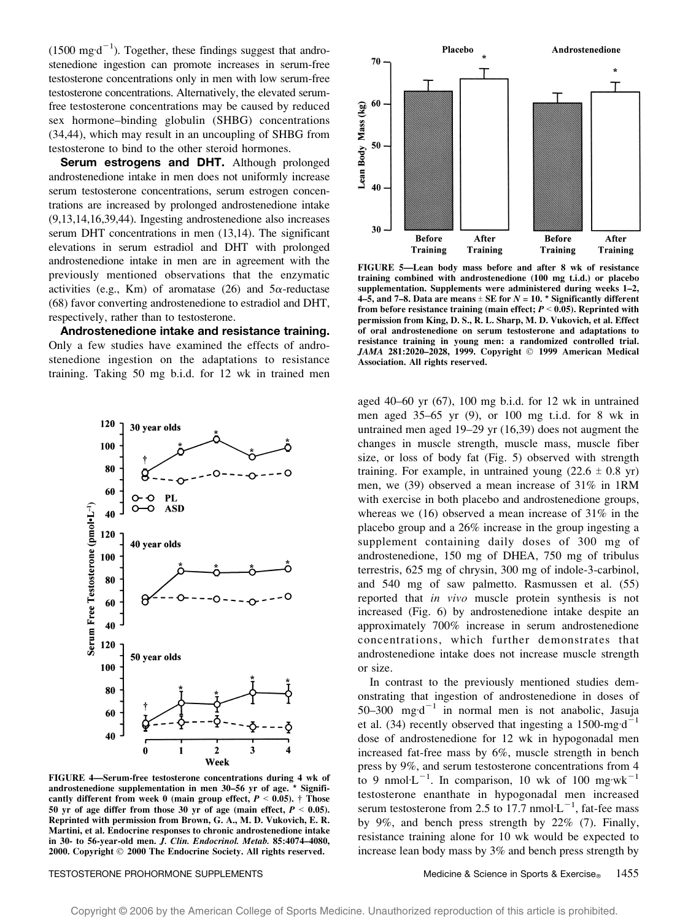(1500 $mg \cdot d^{-1}$). Together, these findings suggest that androstenedione ingestion can promote increases in serum-free testosterone concentrations only in men with low serum-free testosterone concentrations. Alternatively, the elevated serum-free testosterone concentrations may be caused by reduced sex hormone–binding globulin (SHBG) concentrations (34,44), which may result in an uncoupling of SHBG from testosterone to bind to the other steroid hormones.

**Serum estrogens and DHT.** Although prolonged androstenedione intake in men does not uniformly increase serum testosterone concentrations, serum estrogen concentrations are increased by prolonged androstenedione intake (9,13,14,16,39,44). Ingesting androstenedione also increases serum DHT concentrations in men (13,14). The significant elevations in serum estradiol and DHT with prolonged androstenedione intake in men are in agreement with the previously mentioned observations that the enzymatic activities (e.g., Km) of aromatase (26) and 5α-reductase (68) favor converting androstenedione to estradiol and DHT, respectively, rather than to testosterone.

**Androstenedione intake and resistance training.** Only a few studies have examined the effects of androstenedione ingestion on the adaptations to resistance training. Taking 50 mg b.i.d. for 12 wk in trained men aged 40–60 yr (67), 100 mg b.i.d. for 12 wk in untrained men aged 35–65 yr (9), or 100 mg t.i.d. for 8 wk in untrained men aged 19–29 yr (16,39) does not augment the changes in muscle strength, muscle mass, muscle fiber size, or loss of body fat (Fig. 5) observed with strength training. For example, in untrained young (22.6 ± 0.8 yr) men, we (39) observed a mean increase of 31% in 1RM with exercise in both placebo and androstenedione groups, whereas we (16) observed a mean increase of 31% in the placebo group and a 26% increase in the group ingesting a supplement containing daily doses of 300 mg of androstenedione, 150 mg of DHEA, 750 mg of tribulus terrestris, 625 mg of chrysin, 300 mg of indole-3-carbinol, and 540 mg of saw palmetto. Rasmussen et al. (55) reported that *in vivo* muscle protein synthesis is not increased (Fig. 6) by androstenedione intake despite an approximately 700% increase in serum androstenedione concentrations, which further demonstrates that androstenedione intake does not increase muscle strength or size.

In contrast to the previously mentioned studies demonstrating that ingestion of androstenedione in doses of 50–300 $mg \cdot d^{-1}$ in normal men is not anabolic, Jasuja et al. (34) recently observed that ingesting a 1500-$mg \cdot d^{-1}$ dose of androstenedione for 12 wk in hypogonadal men increased fat-free mass by 6%, muscle strength in bench press by 9%, and serum testosterone concentrations from 4 to 9 $nmol \cdot L^{-1}$. In comparison, 10 wk of 100 $mg \cdot wk^{-1}$ testosterone enanthate in hypogonadal men increased serum testosterone from 2.5 to 17.7 $nmol \cdot L^{-1}$, fat-fee mass by 9%, and bench press strength by 22% (7). Finally, resistance training alone for 10 wk would be expected to increase lean body mass by 3% and bench press strength by

FIGURE 4—Serum-free testosterone concentrations during 4 wk of androstenedione supplementation in men 30–56 yr of age. * Significantly different from week 0 (main group effect, $P < 0.05$). † Those 50 yr of age differ from those 30 yr of age (main effect, $P < 0.05$). Reprinted with permission from Brown, G. A., M. D. Vukovich, E. R. Martini, et al. Endocrine responses to chronic androstenedione intake in 30- to 56-year-old men. *J. Clin. Endocrinol. Metab.* 85:4074–4080, 2000. Copyright © 2000 The Endocrine Society. All rights reserved.

FIGURE 5—Lean body mass before and after 8 wk of resistance training combined with androstenedione (100 mg t.i.d.) or placebo supplementation. Supplements were administered during weeks 1–2, 4–5, and 7–8. Data are means ± SE for $N = 10$. * Significantly different from before resistance training (main effect; $P < 0.05$). Reprinted with permission from King, D. S., R. L. Sharp, M. D. Vukovich, et al. Effect of oral androstenedione on serum testosterone and adaptations to resistance training in young men: a randomized controlled trial. *JAMA* 281:2020–2028, 1999. Copyright © 1999 American Medical Association. All rights reserved.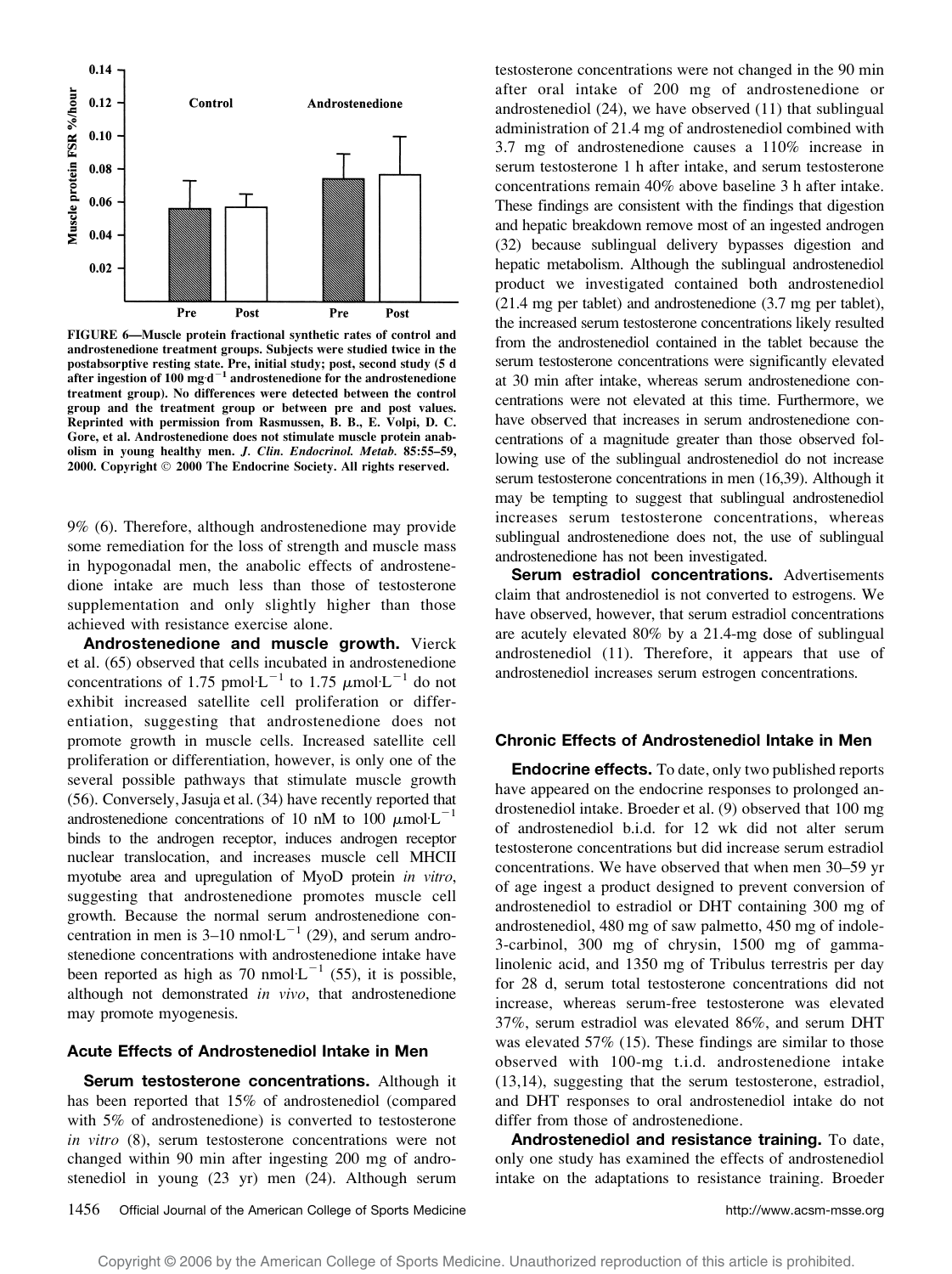FIGURE 6—Muscle protein fractional synthetic rates of control and androstenedione treatment groups. Subjects were studied twice in the postabsorptive resting state. Pre, initial study; post, second study (5 d after ingestion of 100 mg·d$^{-1}$ androstenedione for the androstenedione treatment group). No differences were detected between the control group and the treatment group or between pre and post values. Reprinted with permission from Rasmussen, B. B., E. Volpi, D. C. Gore, et al. Androstenedione does not stimulate muscle protein anabolism in young healthy men. *J. Clin. Endocrinol. Metab.* 85:55–59, 2000. Copyright © 2000 The Endocrine Society. All rights reserved.

9% (6). Therefore, although androstenedione may provide some remediation for the loss of strength and muscle mass in hypogonadal men, the anabolic effects of androstenedione intake are much less than those of testosterone supplementation and only slightly higher than those achieved with resistance exercise alone.

**Androstenedione and muscle growth.** Vierck et al. (65) observed that cells incubated in androstenedione concentrations of 1.75 pmol·L$^{-1}$ to 1.75 $\mu$mol·L$^{-1}$ do not exhibit increased satellite cell proliferation or differentiation, suggesting that androstenedione does not promote growth in muscle cells. Increased satellite cell proliferation or differentiation, however, is only one of the several possible pathways that stimulate muscle growth (56). Conversely, Jasuja et al. (34) have recently reported that androstenedione concentrations of 10 nM to 100 $\mu$mol·L$^{-1}$ binds to the androgen receptor, induces androgen receptor nuclear translocation, and increases muscle cell MHCII myotube area and upregulation of MyoD protein *in vitro*, suggesting that androstenedione promotes muscle cell growth. Because the normal serum androstenedione concentration in men is 3–10 nmol·L$^{-1}$ (29), and serum androstenedione concentrations with androstenedione intake have been reported as high as 70 nmol·L$^{-1}$ (55), it is possible, although not demonstrated *in vivo*, that androstenedione may promote myogenesis.

### Acute Effects of Androstenediol Intake in Men

**Serum testosterone concentrations.** Although it has been reported that 15% of androstenediol (compared with 5% of androstenedione) is converted to testosterone *in vitro* (8), serum testosterone concentrations were not changed within 90 min after ingesting 200 mg of androstenediol in young (23 yr) men (24). Although serum testosterone concentrations were not changed in the 90 min after oral intake of 200 mg of androstenedione or androstenediol (24), we have observed (11) that sublingual administration of 21.4 mg of androstenediol combined with 3.7 mg of androstenedione causes a 110% increase in serum testosterone 1 h after intake, and serum testosterone concentrations remain 40% above baseline 3 h after intake. These findings are consistent with the findings that digestion and hepatic breakdown remove most of an ingested androgen (32) because sublingual delivery bypasses digestion and hepatic metabolism. Although the sublingual androstenediol product we investigated contained both androstenediol (21.4 mg per tablet) and androstenedione (3.7 mg per tablet), the increased serum testosterone concentrations likely resulted from the androstenediol contained in the tablet because the serum testosterone concentrations were significantly elevated at 30 min after intake, whereas serum androstenedione concentrations were not elevated at this time. Furthermore, we have observed that increases in serum androstenedione concentrations of a magnitude greater than those observed following use of the sublingual androstenediol do not increase serum testosterone concentrations in men (16,39). Although it may be tempting to suggest that sublingual androstenediol increases serum testosterone concentrations, whereas sublingual androstenedione does not, the use of sublingual androstenedione has not been investigated.

**Serum estradiol concentrations.** Advertisements claim that androstenediol is not converted to estrogens. We have observed, however, that serum estradiol concentrations are acutely elevated 80% by a 21.4-mg dose of sublingual androstenediol (11). Therefore, it appears that use of androstenediol increases serum estrogen concentrations.

### Chronic Effects of Androstenediol Intake in Men

**Endocrine effects.** To date, only two published reports have appeared on the endocrine responses to prolonged androstenediol intake. Broeder et al. (9) observed that 100 mg of androstenediol b.i.d. for 12 wk did not alter serum testosterone concentrations but did increase serum estradiol concentrations. We have observed that when men 30–59 yr of age ingest a product designed to prevent conversion of androstenediol to estradiol or DHT containing 300 mg of androstenediol, 480 mg of saw palmetto, 450 mg of indole-3-carbinol, 300 mg of chrysin, 1500 mg of gamma-linolenic acid, and 1350 mg of Tribulus terrestris per day for 28 d, serum total testosterone concentrations did not increase, whereas serum-free testosterone was elevated 37%, serum estradiol was elevated 86%, and serum DHT was elevated 57% (15). These findings are similar to those observed with 100-mg t.i.d. androstenedione intake (13,14), suggesting that the serum testosterone, estradiol, and DHT responses to oral androstenediol intake do not differ from those of androstenedione.

**Androstenediol and resistance training.** To date, only one study has examined the effects of androstenediol intake on the adaptations to resistance training. Broeder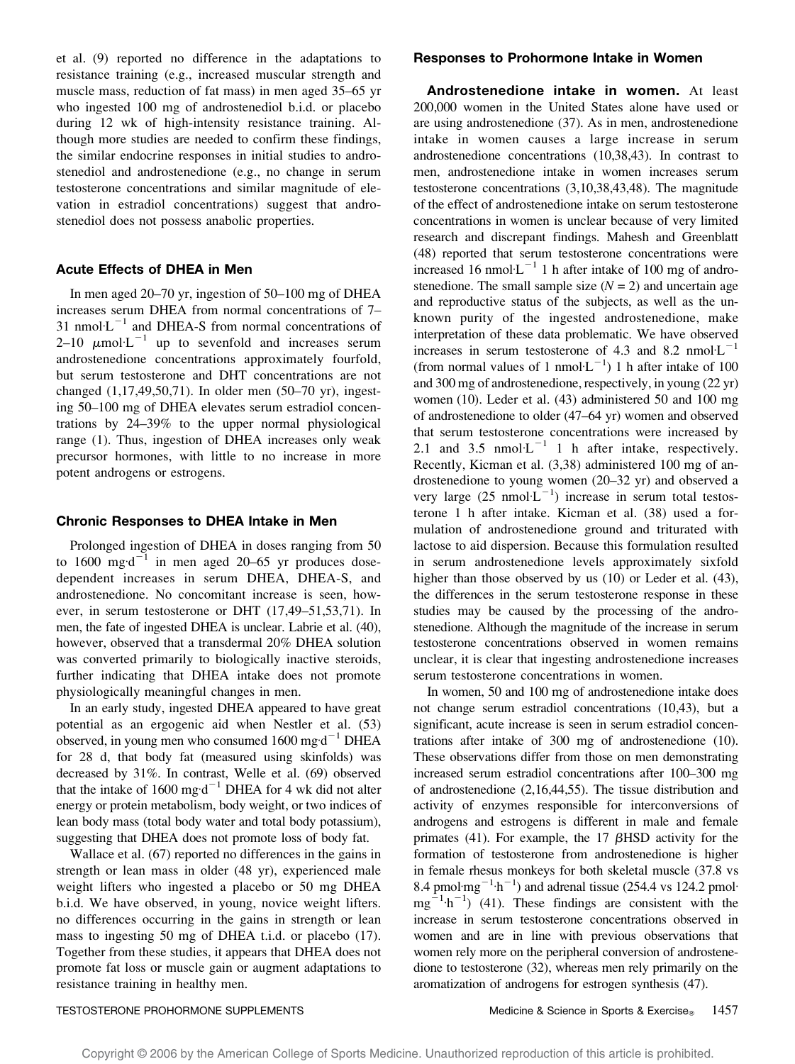et al. (9) reported no difference in the adaptations to resistance training (e.g., increased muscular strength and muscle mass, reduction of fat mass) in men aged 35–65 yr who ingested 100 mg of androstenediol b.i.d. or placebo during 12 wk of high-intensity resistance training. Although more studies are needed to confirm these findings, the similar endocrine responses in initial studies to androstenediol and androstenedione (e.g., no change in serum testosterone concentrations and similar magnitude of elevation in estradiol concentrations) suggest that androstenediol does not possess anabolic properties.

### Acute Effects of DHEA in Men

In men aged 20–70 yr, ingestion of 50–100 mg of DHEA increases serum DHEA from normal concentrations of 7–31 $nmol{\cdot}L^{-1}$ and DHEA-S from normal concentrations of 2–10 $\mu mol{\cdot}L^{-1}$ up to sevenfold and increases serum androstenedione concentrations approximately fourfold, but serum testosterone and DHT concentrations are not changed (1,17,49,50,71). In older men (50–70 yr), ingesting 50–100 mg of DHEA elevates serum estradiol concentrations by 24–39% to the upper normal physiological range (1). Thus, ingestion of DHEA increases only weak precursor hormones, with little to no increase in more potent androgens or estrogens.

### Chronic Responses to DHEA Intake in Men

Prolonged ingestion of DHEA in doses ranging from 50 to 1600 $mg{\cdot}d^{-1}$ in men aged 20–65 yr produces dose-dependent increases in serum DHEA, DHEA-S, and androstenedione. No concomitant increase is seen, however, in serum testosterone or DHT (17,49–51,53,71). In men, the fate of ingested DHEA is unclear. Labrie et al. (40), however, observed that a transdermal 20% DHEA solution was converted primarily to biologically inactive steroids, further indicating that DHEA intake does not promote physiologically meaningful changes in men.

In an early study, ingested DHEA appeared to have great potential as an ergogenic aid when Nestler et al. (53) observed, in young men who consumed 1600 $mg{\cdot}d^{-1}$ DHEA for 28 d, that body fat (measured using skinfolds) was decreased by 31%. In contrast, Welle et al. (69) observed that the intake of 1600 $mg{\cdot}d^{-1}$ DHEA for 4 wk did not alter energy or protein metabolism, body weight, or two indices of lean body mass (total body water and total body potassium), suggesting that DHEA does not promote loss of body fat.

Wallace et al. (67) reported no differences in the gains in strength or lean mass in older (48 yr), experienced male weight lifters who ingested a placebo or 50 mg DHEA b.i.d. We have observed, in young, novice weight lifters. no differences occurring in the gains in strength or lean mass to ingesting 50 mg of DHEA t.i.d. or placebo (17). Together from these studies, it appears that DHEA does not promote fat loss or muscle gain or augment adaptations to resistance training in healthy men.

### Responses to Prohormone Intake in Women

**Androstenedione intake in women.** At least 200,000 women in the United States alone have used or are using androstenedione (37). As in men, androstenedione intake in women causes a large increase in serum androstenedione concentrations (10,38,43). In contrast to men, androstenedione intake in women increases serum testosterone concentrations (3,10,38,43,48). The magnitude of the effect of androstenedione intake on serum testosterone concentrations in women is unclear because of very limited research and discrepant findings. Mahesh and Greenblatt (48) reported that serum testosterone concentrations were increased 16 $nmol{\cdot}L^{-1}$ 1 h after intake of 100 mg of androstenedione. The small sample size ($N = 2$) and uncertain age and reproductive status of the subjects, as well as the unknown purity of the ingested androstenedione, make interpretation of these data problematic. We have observed increases in serum testosterone of 4.3 and 8.2 $nmol{\cdot}L^{-1}$ (from normal values of 1 $nmol{\cdot}L^{-1}$) 1 h after intake of 100 and 300 mg of androstenedione, respectively, in young (22 yr) women (10). Leder et al. (43) administered 50 and 100 mg of androstenedione to older (47–64 yr) women and observed that serum testosterone concentrations were increased by 2.1 and 3.5 $nmol{\cdot}L^{-1}$ 1 h after intake, respectively. Recently, Kicman et al. (3,38) administered 100 mg of androstenedione to young women (20–32 yr) and observed a very large (25 $nmol{\cdot}L^{-1}$) increase in serum total testosterone 1 h after intake. Kicman et al. (38) used a formulation of androstenedione ground and triturated with lactose to aid dispersion. Because this formulation resulted in serum androstenedione levels approximately sixfold higher than those observed by us (10) or Leder et al. (43), the differences in the serum testosterone response in these studies may be caused by the processing of the androstenedione. Although the magnitude of the increase in serum testosterone concentrations observed in women remains unclear, it is clear that ingesting androstenedione increases serum testosterone concentrations in women.

In women, 50 and 100 mg of androstenedione intake does not change serum estradiol concentrations (10,43), but a significant, acute increase is seen in serum estradiol concentrations after intake of 300 mg of androstenedione (10). These observations differ from those on men demonstrating increased serum estradiol concentrations after 100–300 mg of androstenedione (2,16,44,55). The tissue distribution and activity of enzymes responsible for interconversions of androgens and estrogens is different in male and female primates (41). For example, the 17 $\beta$HSD activity for the formation of testosterone from androstenedione is higher in female rhesus monkeys for both skeletal muscle (37.8 vs 8.4 $pmol{\cdot}mg^{-1}{\cdot}h^{-1}$) and adrenal tissue (254.4 vs 124.2 $pmol{\cdot}mg^{-1}{\cdot}h^{-1}$) (41). These findings are consistent with the increase in serum testosterone concentrations observed in women and are in line with previous observations that women rely more on the peripheral conversion of androstenedione to testosterone (32), whereas men rely primarily on the aromatization of androgens for estrogen synthesis (47).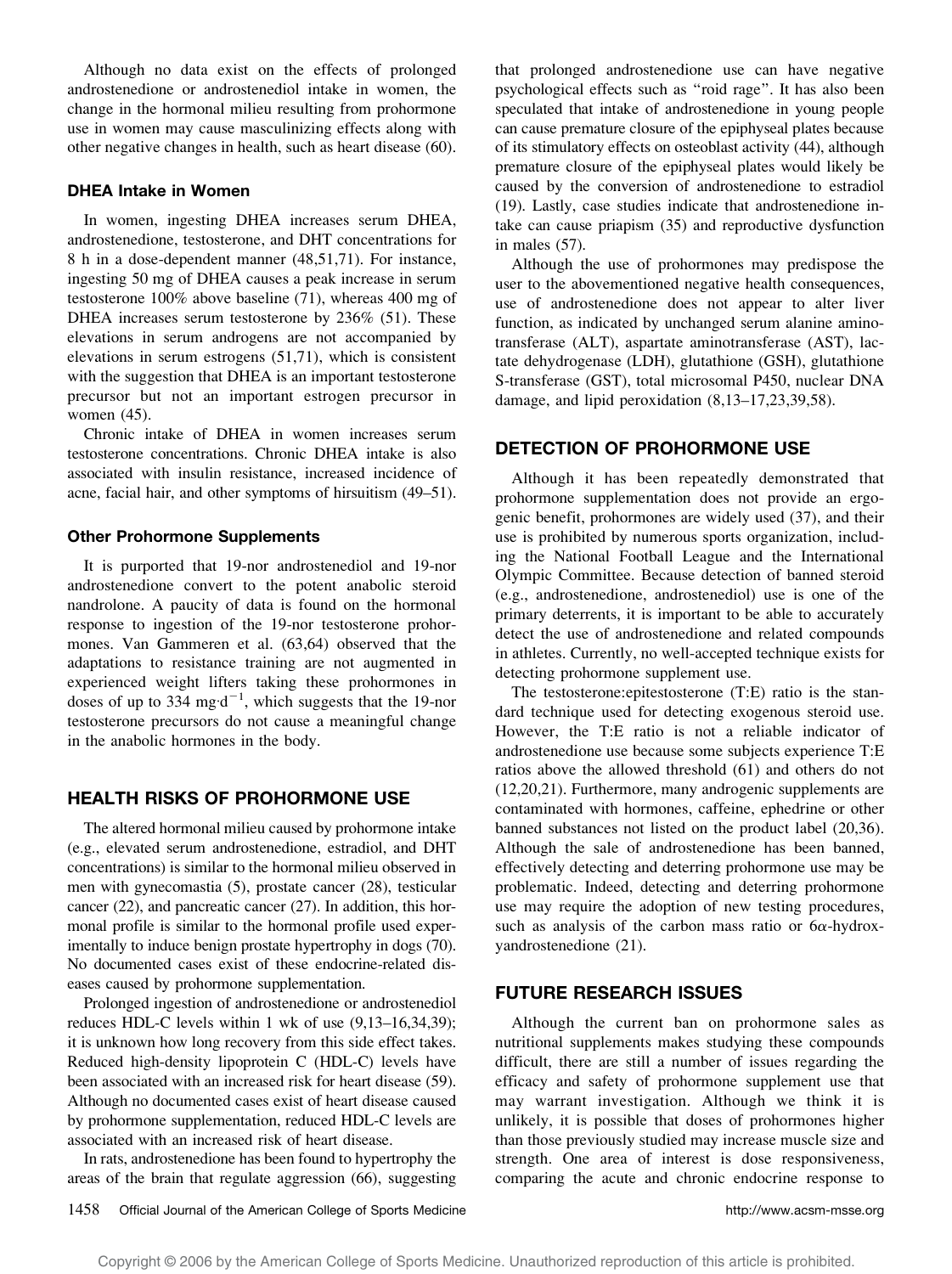Although no data exist on the effects of prolonged androstenedione or androstenediol intake in women, the change in the hormonal milieu resulting from prohormone use in women may cause masculinizing effects along with other negative changes in health, such as heart disease (60).

### DHEA Intake in Women

In women, ingesting DHEA increases serum DHEA, androstenedione, testosterone, and DHT concentrations for 8 h in a dose-dependent manner (48,51,71). For instance, ingesting 50 mg of DHEA causes a peak increase in serum testosterone 100% above baseline (71), whereas 400 mg of DHEA increases serum testosterone by 236% (51). These elevations in serum androgens are not accompanied by elevations in serum estrogens (51,71), which is consistent with the suggestion that DHEA is an important testosterone precursor but not an important estrogen precursor in women (45).

Chronic intake of DHEA in women increases serum testosterone concentrations. Chronic DHEA intake is also associated with insulin resistance, increased incidence of acne, facial hair, and other symptoms of hirsuitism (49–51).

### Other Prohormone Supplements

It is purported that 19-nor androstenediol and 19-nor androstenedione convert to the potent anabolic steroid nandrolone. A paucity of data is found on the hormonal response to ingestion of the 19-nor testosterone prohormones. Van Gammeren et al. (63,64) observed that the adaptations to resistance training are not augmented in experienced weight lifters taking these prohormones in doses of up to 334 $mg \cdot d^{-1}$, which suggests that the 19-nor testosterone precursors do not cause a meaningful change in the anabolic hormones in the body.

## HEALTH RISKS OF PROHORMONE USE

The altered hormonal milieu caused by prohormone intake (e.g., elevated serum androstenedione, estradiol, and DHT concentrations) is similar to the hormonal milieu observed in men with gynecomastia (5), prostate cancer (28), testicular cancer (22), and pancreatic cancer (27). In addition, this hormonal profile is similar to the hormonal profile used experimentally to induce benign prostate hypertrophy in dogs (70). No documented cases exist of these endocrine-related diseases caused by prohormone supplementation.

Prolonged ingestion of androstenedione or androstenediol reduces HDL-C levels within 1 wk of use (9,13–16,34,39); it is unknown how long recovery from this side effect takes. Reduced high-density lipoprotein C (HDL-C) levels have been associated with an increased risk for heart disease (59). Although no documented cases exist of heart disease caused by prohormone supplementation, reduced HDL-C levels are associated with an increased risk of heart disease.

In rats, androstenedione has been found to hypertrophy the areas of the brain that regulate aggression (66), suggesting that prolonged androstenedione use can have negative psychological effects such as "roid rage". It has also been speculated that intake of androstenedione in young people can cause premature closure of the epiphyseal plates because of its stimulatory effects on osteoblast activity (44), although premature closure of the epiphyseal plates would likely be caused by the conversion of androstenedione to estradiol (19). Lastly, case studies indicate that androstenedione intake can cause priapism (35) and reproductive dysfunction in males (57).

Although the use of prohormones may predispose the user to the abovementioned negative health consequences, use of androstenedione does not appear to alter liver function, as indicated by unchanged serum alanine aminotransferase (ALT), aspartate aminotransferase (AST), lactate dehydrogenase (LDH), glutathione (GSH), glutathione S-transferase (GST), total microsomal P450, nuclear DNA damage, and lipid peroxidation (8,13–17,23,39,58).

## DETECTION OF PROHORMONE USE

Although it has been repeatedly demonstrated that prohormone supplementation does not provide an ergogenic benefit, prohormones are widely used (37), and their use is prohibited by numerous sports organization, including the National Football League and the International Olympic Committee. Because detection of banned steroid (e.g., androstenedione, androstenediol) use is one of the primary deterrents, it is important to be able to accurately detect the use of androstenedione and related compounds in athletes. Currently, no well-accepted technique exists for detecting prohormone supplement use.

The testosterone:epitestosterone (T:E) ratio is the standard technique used for detecting exogenous steroid use. However, the T:E ratio is not a reliable indicator of androstenedione use because some subjects experience T:E ratios above the allowed threshold (61) and others do not (12,20,21). Furthermore, many androgenic supplements are contaminated with hormones, caffeine, ephedrine or other banned substances not listed on the product label (20,36). Although the sale of androstenedione has been banned, effectively detecting and deterring prohormone use may be problematic. Indeed, detecting and deterring prohormone use may require the adoption of new testing procedures, such as analysis of the carbon mass ratio or $6\alpha$-hydroxyandrostenedione (21).

## FUTURE RESEARCH ISSUES

Although the current ban on prohormone sales as nutritional supplements makes studying these compounds difficult, there are still a number of issues regarding the efficacy and safety of prohormone supplement use that may warrant investigation. Although we think it is unlikely, it is possible that doses of prohormones higher than those previously studied may increase muscle size and strength. One area of interest is dose responsiveness, comparing the acute and chronic endocrine response to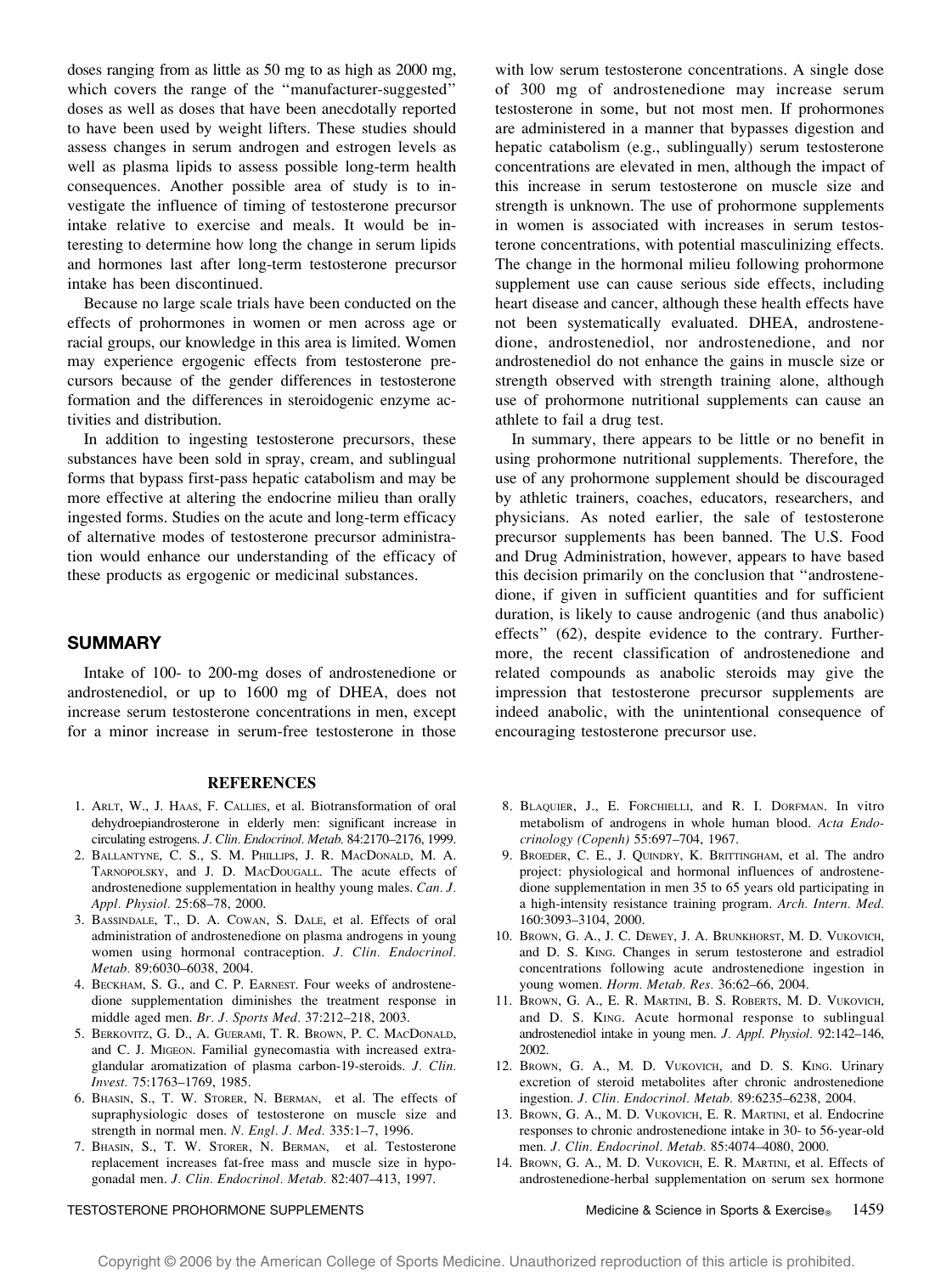doses ranging from as little as 50 mg to as high as 2000 mg, which covers the range of the "manufacturer-suggested" doses as well as doses that have been anecdotally reported to have been used by weight lifters. These studies should assess changes in serum androgen and estrogen levels as well as plasma lipids to assess possible long-term health consequences. Another possible area of study is to investigate the influence of timing of testosterone precursor intake relative to exercise and meals. It would be interesting to determine how long the change in serum lipids and hormones last after long-term testosterone precursor intake has been discontinued.

Because no large scale trials have been conducted on the effects of prohormones in women or men across age or racial groups, our knowledge in this area is limited. Women may experience ergogenic effects from testosterone precursors because of the gender differences in testosterone formation and the differences in steroidogenic enzyme activities and distribution.

In addition to ingesting testosterone precursors, these substances have been sold in spray, cream, and sublingual forms that bypass first-pass hepatic catabolism and may be more effective at altering the endocrine milieu than orally ingested forms. Studies on the acute and long-term efficacy of alternative modes of testosterone precursor administration would enhance our understanding of the efficacy of these products as ergogenic or medicinal substances.

## SUMMARY

Intake of 100- to 200-mg doses of androstenedione or androstenediol, or up to 1600 mg of DHEA, does not increase serum testosterone concentrations in men, except for a minor increase in serum-free testosterone in those with low serum testosterone concentrations. A single dose of 300 mg of androstenedione may increase serum testosterone in some, but not most men. If prohormones are administered in a manner that bypasses digestion and hepatic catabolism (e.g., sublingually) serum testosterone concentrations are elevated in men, although the impact of this increase in serum testosterone on muscle size and strength is unknown. The use of prohormone supplements in women is associated with increases in serum testosterone concentrations, with potential masculinizing effects. The change in the hormonal milieu following prohormone supplement use can cause serious side effects, including heart disease and cancer, although these health effects have not been systematically evaluated. DHEA, androstenedione, androstenediol, nor androstenedione, and nor androstenediol do not enhance the gains in muscle size or strength observed with strength training alone, although use of prohormone nutritional supplements can cause an athlete to fail a drug test.

In summary, there appears to be little or no benefit in using prohormone nutritional supplements. Therefore, the use of any prohormone supplement should be discouraged by athletic trainers, coaches, educators, researchers, and physicians. As noted earlier, the sale of testosterone precursor supplements has been banned. The U.S. Food and Drug Administration, however, appears to have based this decision primarily on the conclusion that "androstenedione, if given in sufficient quantities and for sufficient duration, is likely to cause androgenic (and thus anabolic) effects" (62), despite evidence to the contrary. Furthermore, the recent classification of androstenedione and related compounds as anabolic steroids may give the impression that testosterone precursor supplements are indeed anabolic, with the unintentional consequence of encouraging testosterone precursor use.

## REFERENCES

1. Arlt, W., J. Haas, F. Callies, et al. Biotransformation of oral dehydroepiandrosterone in elderly men: significant increase in circulating estrogens. *J. Clin. Endocrinol. Metab.* 84:2170–2176, 1999.
2. Ballantyne, C. S., S. M. Phillips, J. R. MacDonald, M. A. Tarnopolsky, and J. D. MacDougall. The acute effects of androstenedione supplementation in healthy young males. *Can. J. Appl. Physiol.* 25:68–78, 2000.
3. Bassindale, T., D. A. Cowan, S. Dale, et al. Effects of oral administration of androstenedione on plasma androgens in young women using hormonal contraception. *J. Clin. Endocrinol. Metab.* 89:6030–6038, 2004.
4. Beckham, S. G., and C. P. Earnest. Four weeks of androstenedione supplementation diminishes the treatment response in middle aged men. *Br. J. Sports Med.* 37:212–218, 2003.
5. Berkovitz, G. D., A. Guerami, T. R. Brown, P. C. MacDonald, and C. J. Migeon. Familial gynecomastia with increased extraglandular aromatization of plasma carbon-19-steroids. *J. Clin. Invest.* 75:1763–1769, 1985.
6. Bhasin, S., T. W. Storer, N. Berman, et al. The effects of supraphysiologic doses of testosterone on muscle size and strength in normal men. *N. Engl. J. Med.* 335:1–7, 1996.
7. Bhasin, S., T. W. Storer, N. Berman, et al. Testosterone replacement increases fat-free mass and muscle size in hypogonadal men. *J. Clin. Endocrinol. Metab.* 82:407–413, 1997.
8. Blaquier, J., E. Forchielli, and R. I. Dorfman. In vitro metabolism of androgens in whole human blood. *Acta Endocrinology (Copenh)* 55:697–704, 1967.
9. Broeder, C. E., J. Quindry, K. Brittingham, et al. The andro project: physiological and hormonal influences of androstenedione supplementation in men 35 to 65 years old participating in a high-intensity resistance training program. *Arch. Intern. Med.* 160:3093–3104, 2000.
10. Brown, G. A., J. C. Dewey, J. A. Brunkhorst, M. D. Vukovich, and D. S. King. Changes in serum testosterone and estradiol concentrations following acute androstenedione ingestion in young women. *Horm. Metab. Res.* 36:62–66, 2004.
11. Brown, G. A., E. R. Martini, B. S. Roberts, M. D. Vukovich, and D. S. King. Acute hormonal response to sublingual androstenediol intake in young men. *J. Appl. Physiol.* 92:142–146, 2002.
12. Brown, G. A., M. D. Vukovich, and D. S. King. Urinary excretion of steroid metabolites after chronic androstenedione ingestion. *J. Clin. Endocrinol. Metab.* 89:6235–6238, 2004.
13. Brown, G. A., M. D. Vukovich, E. R. Martini, et al. Endocrine responses to chronic androstenedione intake in 30- to 56-year-old men. *J. Clin. Endocrinol. Metab.* 85:4074–4080, 2000.
14. Brown, G. A., M. D. Vukovich, E. R. Martini, et al. Effects of androstenedione-herbal supplementation on serum sex hormone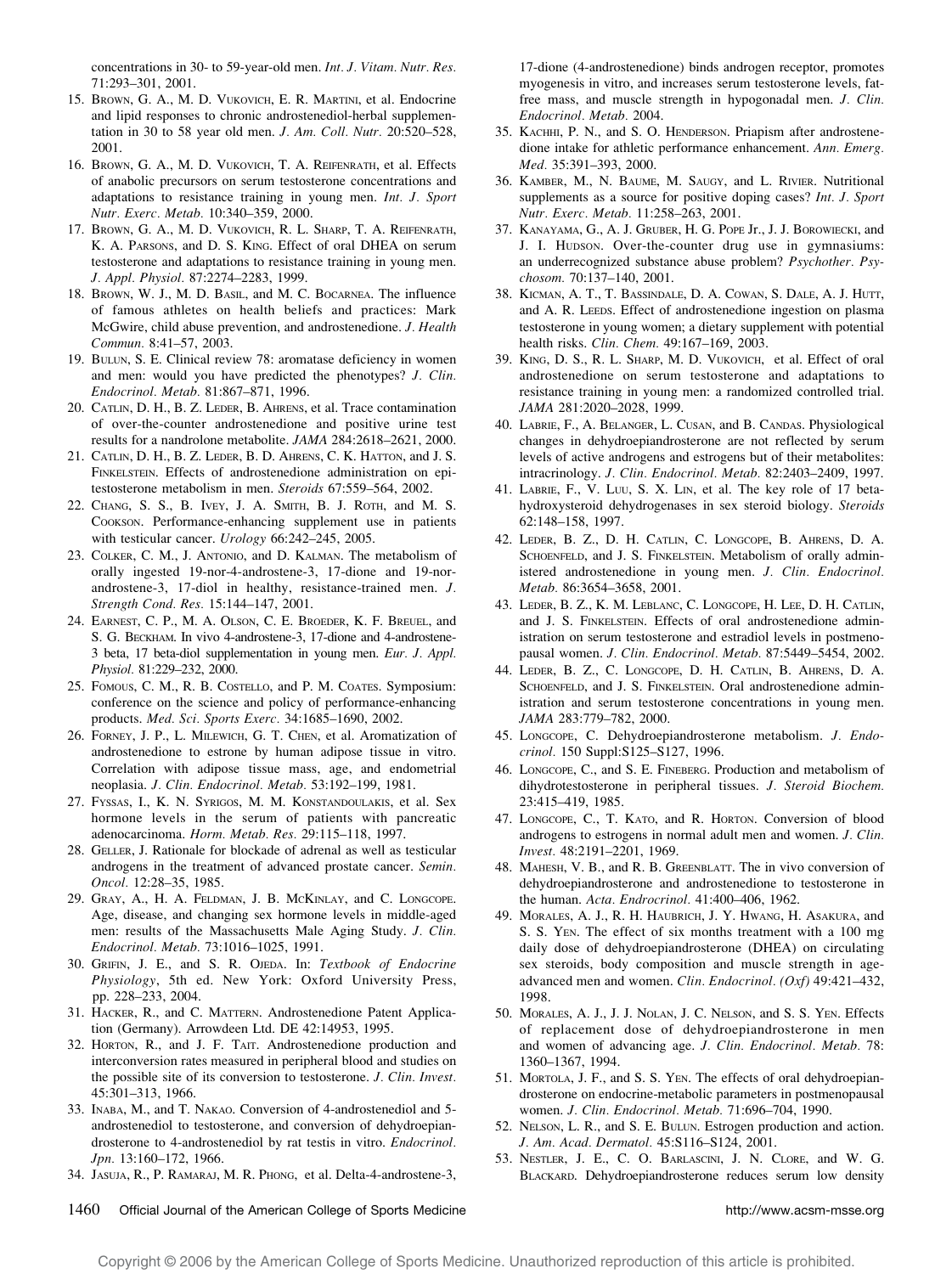concentrations in 30- to 59-year-old men. *Int. J. Vitam. Nutr. Res.* 71:293–301, 2001.

15. BROWN, G. A., M. D. VUKOVICH, E. R. MARTINI, et al. Endocrine and lipid responses to chronic androstenediol-herbal supplementation in 30 to 58 year old men. *J. Am. Coll. Nutr.* 20:520–528, 2001.
16. BROWN, G. A., M. D. VUKOVICH, T. A. REIFENRATH, et al. Effects of anabolic precursors on serum testosterone concentrations and adaptations to resistance training in young men. *Int. J. Sport Nutr. Exerc. Metab.* 10:340–359, 2000.
17. BROWN, G. A., M. D. VUKOVICH, R. L. SHARP, T. A. REIFENRATH, K. A. PARSONS, and D. S. KING. Effect of oral DHEA on serum testosterone and adaptations to resistance training in young men. *J. Appl. Physiol.* 87:2274–2283, 1999.
18. BROWN, W. J., M. D. BASIL, and M. C. BOCARNEA. The influence of famous athletes on health beliefs and practices: Mark McGwire, child abuse prevention, and androstenedione. *J. Health Commun.* 8:41–57, 2003.
19. BULUN, S. E. Clinical review 78: aromatase deficiency in women and men: would you have predicted the phenotypes? *J. Clin. Endocrinol. Metab.* 81:867–871, 1996.
20. CATLIN, D. H., B. Z. LEDER, B. AHRENS, et al. Trace contamination of over-the-counter androstenedione and positive urine test results for a nandrolone metabolite. *JAMA* 284:2618–2621, 2000.
21. CATLIN, D. H., B. Z. LEDER, B. D. AHRENS, C. K. HATTON, and J. S. FINKELSTEIN. Effects of androstenedione administration on epitestosterone metabolism in men. *Steroids* 67:559–564, 2002.
22. CHANG, S. S., B. IVEY, J. A. SMITH, B. J. ROTH, and M. S. COOKSON. Performance-enhancing supplement use in patients with testicular cancer. *Urology* 66:242–245, 2005.
23. COLKER, C. M., J. ANTONIO, and D. KALMAN. The metabolism of orally ingested 19-nor-4-androstene-3, 17-dione and 19-nor-androstene-3, 17-diol in healthy, resistance-trained men. *J. Strength Cond. Res.* 15:144–147, 2001.
24. EARNEST, C. P., M. A. OLSON, C. E. BROEDER, K. F. BREUEL, and S. G. BECKHAM. In vivo 4-androstene-3, 17-dione and 4-androstene-3 beta, 17 beta-diol supplementation in young men. *Eur. J. Appl. Physiol.* 81:229–232, 2000.
25. FOMOUS, C. M., R. B. COSTELLO, and P. M. COATES. Symposium: conference on the science and policy of performance-enhancing products. *Med. Sci. Sports Exerc.* 34:1685–1690, 2002.
26. FORNEY, J. P., L. MILEWICH, G. T. CHEN, et al. Aromatization of androstenedione to estrone by human adipose tissue in vitro. Correlation with adipose tissue mass, age, and endometrial neoplasia. *J. Clin. Endocrinol. Metab.* 53:192–199, 1981.
27. FYSSAS, I., K. N. SYRIGOS, M. M. KONSTANDOULAKIS, et al. Sex hormone levels in the serum of patients with pancreatic adenocarcinoma. *Horm. Metab. Res.* 29:115–118, 1997.
28. GELLER, J. Rationale for blockade of adrenal as well as testicular androgens in the treatment of advanced prostate cancer. *Semin. Oncol.* 12:28–35, 1985.
29. GRAY, A., H. A. FELDMAN, J. B. MCKINLAY, and C. LONGCOPE. Age, disease, and changing sex hormone levels in middle-aged men: results of the Massachusetts Male Aging Study. *J. Clin. Endocrinol. Metab.* 73:1016–1025, 1991.
30. GRIFIN, J. E., and S. R. OJEDA. In: *Textbook of Endocrine Physiology*, 5th ed. New York: Oxford University Press, pp. 228–233, 2004.
31. HACKER, R., and C. MATTERN. Androstenedione Patent Application (Germany). Arrowdeen Ltd. DE 42:14953, 1995.
32. HORTON, R., and J. F. TAIT. Androstenedione production and interconversion rates measured in peripheral blood and studies on the possible site of its conversion to testosterone. *J. Clin. Invest.* 45:301–313, 1966.
33. INABA, M., and T. NAKAO. Conversion of 4-androstenediol and 5-androstenediol to testosterone, and conversion of dehydroepiandrosterone to 4-androstenediol by rat testis in vitro. *Endocrinol. Jpn.* 13:160–172, 1966.
34. JASUJA, R., P. RAMARAJ, M. R. PHONG, et al. Delta-4-androstene-3, 17-dione (4-androstenedione) binds androgen receptor, promotes myogenesis in vitro, and increases serum testosterone levels, fat-free mass, and muscle strength in hypogonadal men. *J. Clin. Endocrinol. Metab.* 2004.
35. KACHHI, P. N., and S. O. HENDERSON. Priapism after androstenedione intake for athletic performance enhancement. *Ann. Emerg. Med.* 35:391–393, 2000.
36. KAMBER, M., N. BAUME, M. SAUGY, and L. RIVIER. Nutritional supplements as a source for positive doping cases? *Int. J. Sport Nutr. Exerc. Metab.* 11:258–263, 2001.
37. KANAYAMA, G., A. J. GRUBER, H. G. POPE JR., J. J. BOROWIECKI, and J. I. HUDSON. Over-the-counter drug use in gymnasiums: an underrecognized substance abuse problem? *Psychother. Psychosom.* 70:137–140, 2001.
38. KICMAN, A. T., T. BASSINDALE, D. A. COWAN, S. DALE, A. J. HUTT, and A. R. LEEDS. Effect of androstenedione ingestion on plasma testosterone in young women; a dietary supplement with potential health risks. *Clin. Chem.* 49:167–169, 2003.
39. KING, D. S., R. L. SHARP, M. D. VUKOVICH, et al. Effect of oral androstenedione on serum testosterone and adaptations to resistance training in young men: a randomized controlled trial. *JAMA* 281:2020–2028, 1999.
40. LABRIE, F., A. BELANGER, L. CUSAN, and B. CANDAS. Physiological changes in dehydroepiandrosterone are not reflected by serum levels of active androgens and estrogens but of their metabolites: intracrinology. *J. Clin. Endocrinol. Metab.* 82:2403–2409, 1997.
41. LABRIE, F., V. LUU, S. X. LIN, et al. The key role of 17 beta-hydroxysteroid dehydrogenases in sex steroid biology. *Steroids* 62:148–158, 1997.
42. LEDER, B. Z., D. H. CATLIN, C. LONGCOPE, B. AHRENS, D. A. SCHOENFELD, and J. S. FINKELSTEIN. Metabolism of orally administered androstenedione in young men. *J. Clin. Endocrinol. Metab.* 86:3654–3658, 2001.
43. LEDER, B. Z., K. M. LEBLANC, C. LONGCOPE, H. LEE, D. H. CATLIN, and J. S. FINKELSTEIN. Effects of oral androstenedione administration on serum testosterone and estradiol levels in postmenopausal women. *J. Clin. Endocrinol. Metab.* 87:5449–5454, 2002.
44. LEDER, B. Z., C. LONGCOPE, D. H. CATLIN, B. AHRENS, D. A. SCHOENFELD, and J. S. FINKELSTEIN. Oral androstenedione administration and serum testosterone concentrations in young men. *JAMA* 283:779–782, 2000.
45. LONGCOPE, C. Dehydroepiandrosterone metabolism. *J. Endocrinol.* 150 Suppl:S125–S127, 1996.
46. LONGCOPE, C., and S. E. FINEBERG. Production and metabolism of dihydrotestosterone in peripheral tissues. *J. Steroid Biochem.* 23:415–419, 1985.
47. LONGCOPE, C., T. KATO, and R. HORTON. Conversion of blood androgens to estrogens in normal adult men and women. *J. Clin. Invest.* 48:2191–2201, 1969.
48. MAHESH, V. B., and R. B. GREENBLATT. The in vivo conversion of dehydroepiandrosterone and androstenedione to testosterone in the human. *Acta. Endrocrinol.* 41:400–406, 1962.
49. MORALES, A. J., R. H. HAUBRICH, J. Y. HWANG, H. ASAKURA, and S. S. YEN. The effect of six months treatment with a 100 mg daily dose of dehydroepiandrosterone (DHEA) on circulating sex steroids, body composition and muscle strength in age-advanced men and women. *Clin. Endocrinol. (Oxf)* 49:421–432, 1998.
50. MORALES, A. J., J. J. NOLAN, J. C. NELSON, and S. S. YEN. Effects of replacement dose of dehydroepiandrosterone in men and women of advancing age. *J. Clin. Endocrinol. Metab.* 78: 1360–1367, 1994.
51. MORTOLA, J. F., and S. S. YEN. The effects of oral dehydroepiandrosterone on endocrine-metabolic parameters in postmenopausal women. *J. Clin. Endocrinol. Metab.* 71:696–704, 1990.
52. NELSON, L. R., and S. E. BULUN. Estrogen production and action. *J. Am. Acad. Dermatol.* 45:S116–S124, 2001.
53. NESTLER, J. E., C. O. BARLASCINI, J. N. CLORE, and W. G. BLACKARD. Dehydroepiandrosterone reduces serum low density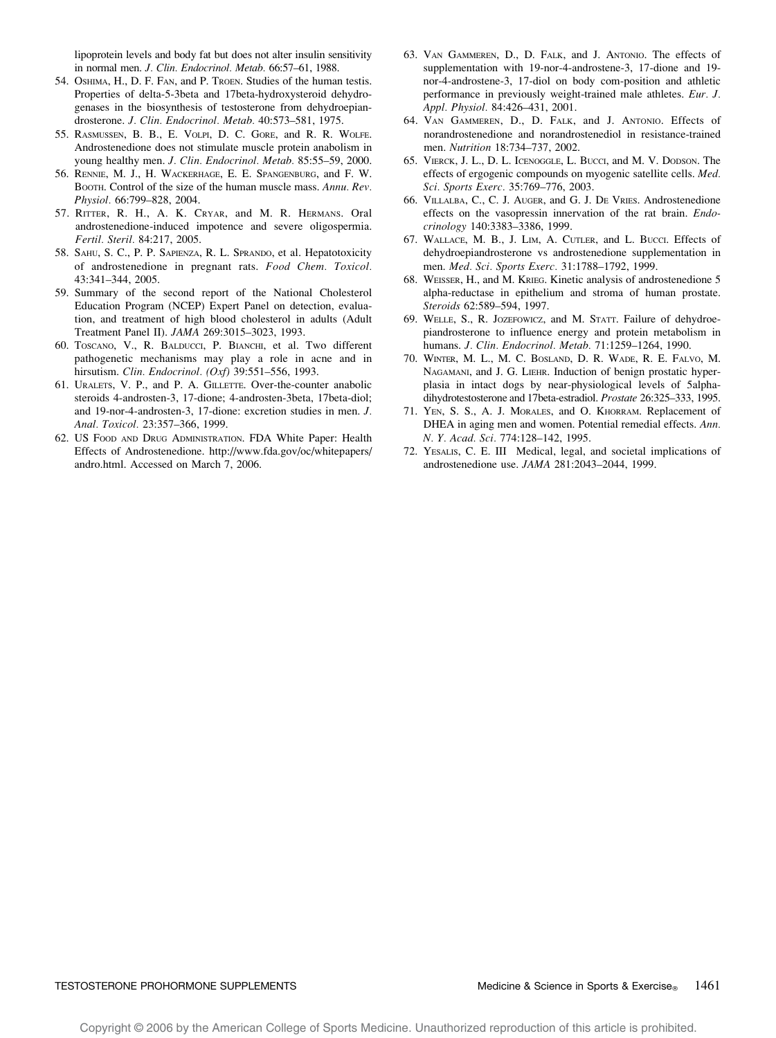lipoprotein levels and body fat but does not alter insulin sensitivity in normal men. *J. Clin. Endocrinol. Metab.* 66:57–61, 1988.

54. Oshima, H., D. F. Fan, and P. Troen. Studies of the human testis. Properties of delta-5-3beta and 17beta-hydroxysteroid dehydrogenases in the biosynthesis of testosterone from dehydroepiandrosterone. *J. Clin. Endocrinol. Metab.* 40:573–581, 1975.
55. Rasmussen, B. B., E. Volpi, D. C. Gore, and R. R. Wolfe. Androstenedione does not stimulate muscle protein anabolism in young healthy men. *J. Clin. Endocrinol. Metab.* 85:55–59, 2000.
56. Rennie, M. J., H. Wackerhage, E. E. Spangenburg, and F. W. Booth. Control of the size of the human muscle mass. *Annu. Rev. Physiol.* 66:799–828, 2004.
57. Ritter, R. H., A. K. Cryar, and M. R. Hermans. Oral androstenedione-induced impotence and severe oligospermia. *Fertil. Steril.* 84:217, 2005.
58. Sahu, S. C., P. P. Sapienza, R. L. Sprando, et al. Hepatotoxicity of androstenedione in pregnant rats. *Food Chem. Toxicol.* 43:341–344, 2005.
59. Summary of the second report of the National Cholesterol Education Program (NCEP) Expert Panel on detection, evaluation, and treatment of high blood cholesterol in adults (Adult Treatment Panel II). *JAMA* 269:3015–3023, 1993.
60. Toscano, V., R. Balducci, P. Bianchi, et al. Two different pathogenetic mechanisms may play a role in acne and in hirsutism. *Clin. Endocrinol. (Oxf)* 39:551–556, 1993.
61. Uralets, V. P., and P. A. Gillette. Over-the-counter anabolic steroids 4-androsten-3, 17-dione; 4-androsten-3beta, 17beta-diol; and 19-nor-4-androsten-3, 17-dione: excretion studies in men. *J. Anal. Toxicol.* 23:357–366, 1999.
62. US Food and Drug Administration. FDA White Paper: Health Effects of Androstenedione. http://www.fda.gov/oc/whitepapers/andro.html. Accessed on March 7, 2006.
63. Van Gammeren, D., D. Falk, and J. Antonio. The effects of supplementation with 19-nor-4-androstene-3, 17-dione and 19-nor-4-androstene-3, 17-diol on body com-position and athletic performance in previously weight-trained male athletes. *Eur. J. Appl. Physiol.* 84:426–431, 2001.
64. Van Gammeren, D., D. Falk, and J. Antonio. Effects of norandrostenedione and norandrostenediol in resistance-trained men. *Nutrition* 18:734–737, 2002.
65. Vierck, J. L., D. L. Icenoggle, L. Bucci, and M. V. Dodson. The effects of ergogenic compounds on myogenic satellite cells. *Med. Sci. Sports Exerc.* 35:769–776, 2003.
66. Villalba, C., C. J. Auger, and G. J. De Vries. Androstenedione effects on the vasopressin innervation of the rat brain. *Endocrinology* 140:3383–3386, 1999.
67. Wallace, M. B., J. Lim, A. Cutler, and L. Bucci. Effects of dehydroepiandrosterone vs androstenedione supplementation in men. *Med. Sci. Sports Exerc.* 31:1788–1792, 1999.
68. Weisser, H., and M. Krieg. Kinetic analysis of androstenedione 5 alpha-reductase in epithelium and stroma of human prostate. *Steroids* 62:589–594, 1997.
69. Welle, S., R. Jozefowicz, and M. Statt. Failure of dehydroepiandrosterone to influence energy and protein metabolism in humans. *J. Clin. Endocrinol. Metab.* 71:1259–1264, 1990.
70. Winter, M. L., M. C. Bosland, D. R. Wade, R. E. Falvo, M. Nagamani, and J. G. Liehr. Induction of benign prostatic hyperplasia in intact dogs by near-physiological levels of 5alpha-dihydrotestosterone and 17beta-estradiol. *Prostate* 26:325–333, 1995.
71. Yen, S. S., A. J. Morales, and O. Khorram. Replacement of DHEA in aging men and women. Potential remedial effects. *Ann. N. Y. Acad. Sci.* 774:128–142, 1995.
72. Yesalis, C. E. III Medical, legal, and societal implications of androstenedione use. *JAMA* 281:2043–2044, 1999.

Copyright © 2006 by the American College of Sports Medicine. Unauthorized reproduction of this article is prohibited.